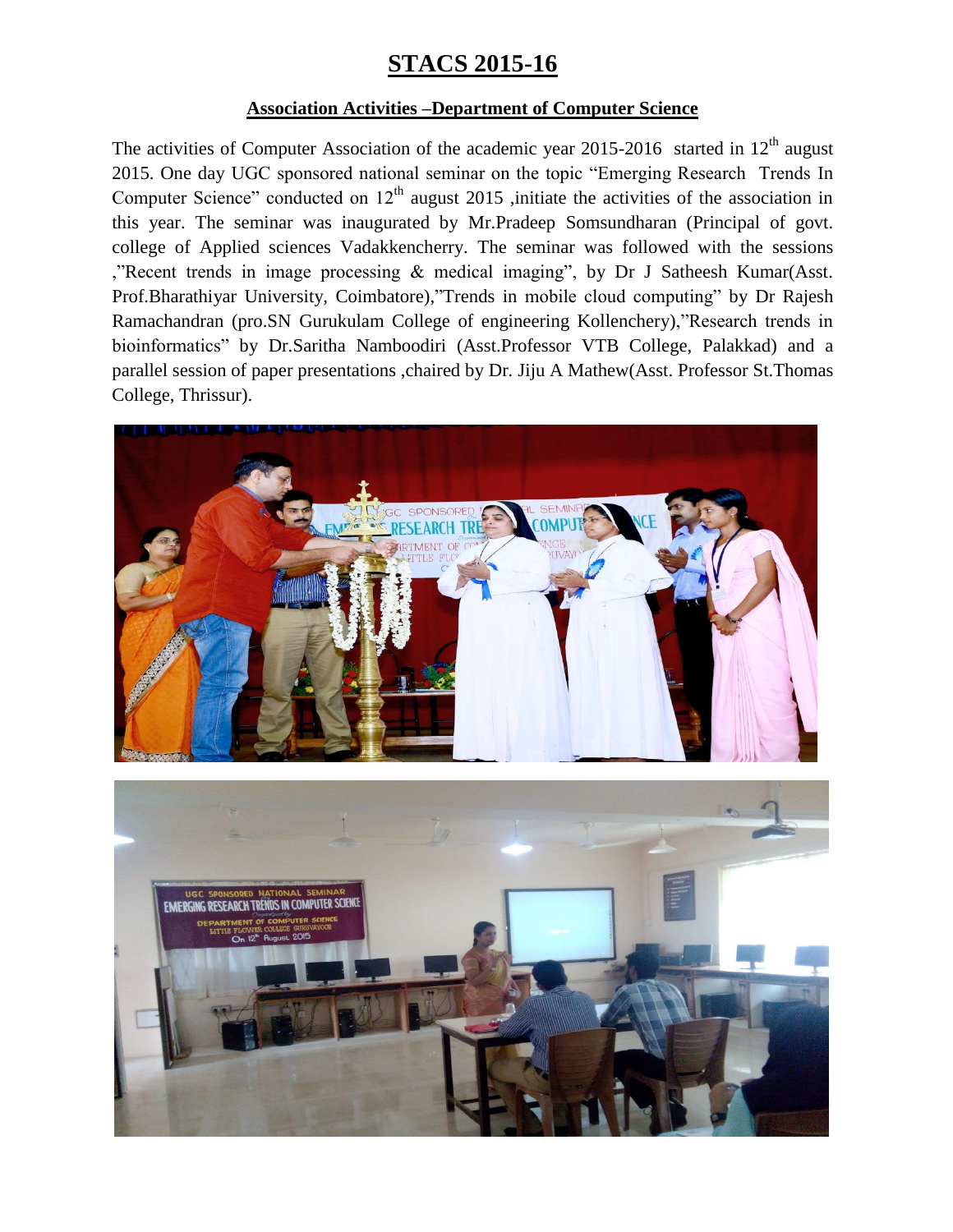# STACS 2015-16

**Association Activities –Department of Computer Science**

The activities of Computer Association of the academic year 2015-2016 started in 12th august 2015. One day UGC sponsored national seminar on the topic "Emerging Research Trends In Computer Science" conducted on 12th august 2015 ,initiate the activities of the association in this year. The seminar was inaugurated by Mr.Pradeep Somsundharan (Principal of govt. college of Applied sciences Vadakkencherry. The seminar was followed with the sessions ,"Recent trends in image processing & medical imaging", by Dr J Satheesh Kumar(Asst. Prof.Bharathiyar University, Coimbatore),"Trends in mobile cloud computing" by Dr Rajesh Ramachandran (pro.SN Gurukulam College of engineering Kollenchery),"Research trends in bioinformatics" by Dr.Saritha Namboodiri (Asst.Professor VTB College, Palakkad) and a parallel session of paper presentations ,chaired by Dr. Jiju A Mathew(Asst. Professor St.Thomas College, Thrissur).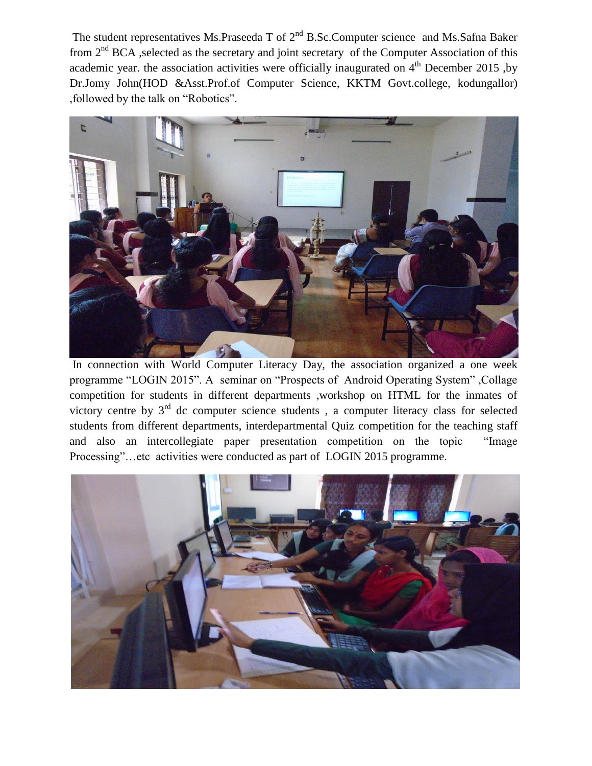The student representatives Ms.Praseeda T of 2nd B.Sc.Computer science and Ms.Safna Baker from 2nd BCA ,selected as the secretary and joint secretary of the Computer Association of this academic year. the association activities were officially inaugurated on 4th December 2015 ,by Dr.Jomy John(HOD &Asst.Prof.of Computer Science, KKTM Govt.college, kodungallor) ,followed by the talk on “Robotics”.

In connection with World Computer Literacy Day, the association organized a one week programme “LOGIN 2015”. A seminar on “Prospects of Android Operating System” ,Collage competition for students in different departments ,workshop on HTML for the inmates of victory centre by 3rd dc computer science students , a computer literacy class for selected students from different departments, interdepartmental Quiz competition for the teaching staff and also an intercollegiate paper presentation competition on the topic “Image Processing”…etc activities were conducted as part of LOGIN 2015 programme.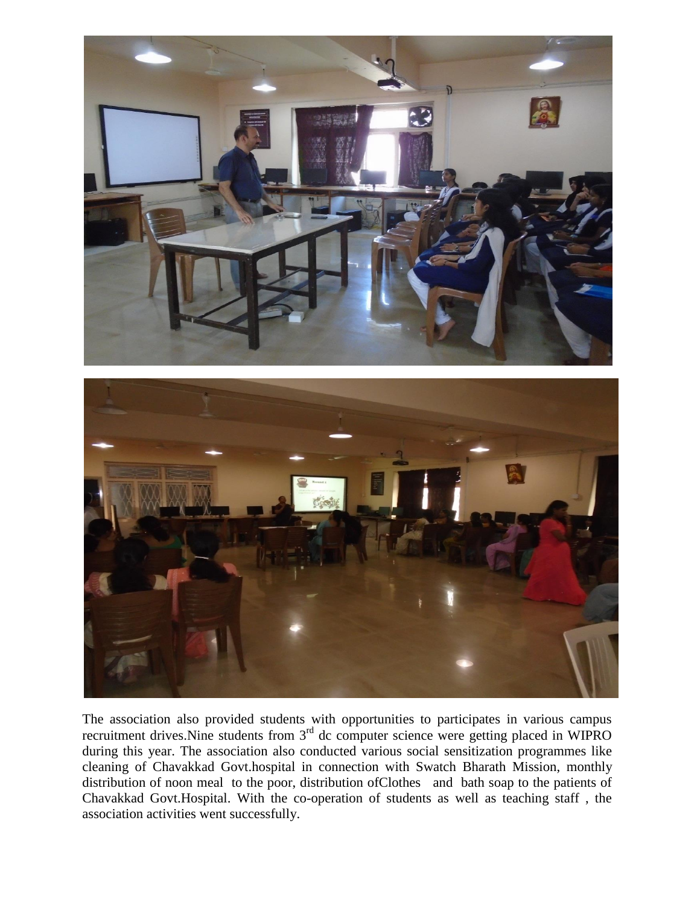The association also provided students with opportunities to participates in various campus recruitment drives.Nine students from 3rd dc computer science were getting placed in WIPRO during this year. The association also conducted various social sensitization programmes like cleaning of Chavakkad Govt.hospital in connection with Swatch Bharath Mission, monthly distribution of noon meal to the poor, distribution ofClothes and bath soap to the patients of Chavakkad Govt.Hospital. With the co-operation of students as well as teaching staff , the association activities went successfully.